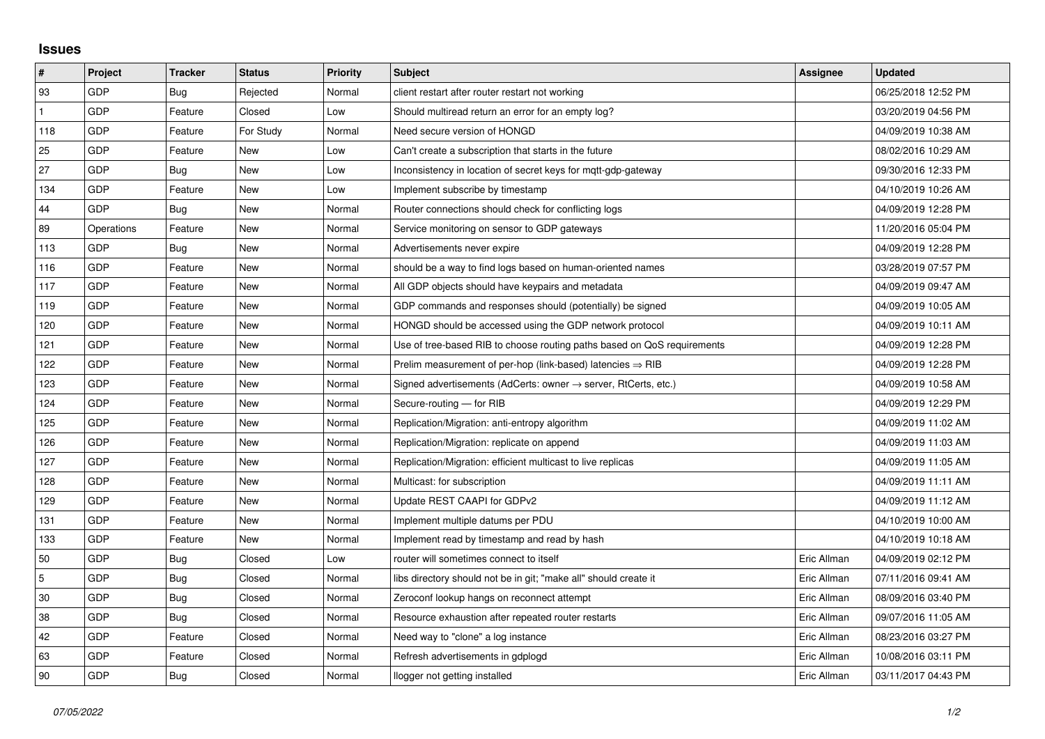## Issues

| # | Project | Tracker | Status | Priority | Subject | Assignee | Updated |
|---|---|---|---|---|---|---|---|
| 93 | GDP | Bug | Rejected | Normal | client restart after router restart not working | | 06/25/2018 12:52 PM |
| 1 | GDP | Feature | Closed | Low | Should multiread return an error for an empty log? | | 03/20/2019 04:56 PM |
| 118 | GDP | Feature | For Study | Normal | Need secure version of HONGD | | 04/09/2019 10:38 AM |
| 25 | GDP | Feature | New | Low | Can't create a subscription that starts in the future | | 08/02/2016 10:29 AM |
| 27 | GDP | Bug | New | Low | Inconsistency in location of secret keys for mqtt-gdp-gateway | | 09/30/2016 12:33 PM |
| 134 | GDP | Feature | New | Low | Implement subscribe by timestamp | | 04/10/2019 10:26 AM |
| 44 | GDP | Bug | New | Normal | Router connections should check for conflicting logs | | 04/09/2019 12:28 PM |
| 89 | Operations | Feature | New | Normal | Service monitoring on sensor to GDP gateways | | 11/20/2016 05:04 PM |
| 113 | GDP | Bug | New | Normal | Advertisements never expire | | 04/09/2019 12:28 PM |
| 116 | GDP | Feature | New | Normal | should be a way to find logs based on human-oriented names | | 03/28/2019 07:57 PM |
| 117 | GDP | Feature | New | Normal | All GDP objects should have keypairs and metadata | | 04/09/2019 09:47 AM |
| 119 | GDP | Feature | New | Normal | GDP commands and responses should (potentially) be signed | | 04/09/2019 10:05 AM |
| 120 | GDP | Feature | New | Normal | HONGD should be accessed using the GDP network protocol | | 04/09/2019 10:11 AM |
| 121 | GDP | Feature | New | Normal | Use of tree-based RIB to choose routing paths based on QoS requirements | | 04/09/2019 12:28 PM |
| 122 | GDP | Feature | New | Normal | Prelim measurement of per-hop (link-based) latencies ⇒ RIB | | 04/09/2019 12:28 PM |
| 123 | GDP | Feature | New | Normal | Signed advertisements (AdCerts: owner → server, RtCerts, etc.) | | 04/09/2019 10:58 AM |
| 124 | GDP | Feature | New | Normal | Secure-routing — for RIB | | 04/09/2019 12:29 PM |
| 125 | GDP | Feature | New | Normal | Replication/Migration: anti-entropy algorithm | | 04/09/2019 11:02 AM |
| 126 | GDP | Feature | New | Normal | Replication/Migration: replicate on append | | 04/09/2019 11:03 AM |
| 127 | GDP | Feature | New | Normal | Replication/Migration: efficient multicast to live replicas | | 04/09/2019 11:05 AM |
| 128 | GDP | Feature | New | Normal | Multicast: for subscription | | 04/09/2019 11:11 AM |
| 129 | GDP | Feature | New | Normal | Update REST CAAPI for GDPv2 | | 04/09/2019 11:12 AM |
| 131 | GDP | Feature | New | Normal | Implement multiple datums per PDU | | 04/10/2019 10:00 AM |
| 133 | GDP | Feature | New | Normal | Implement read by timestamp and read by hash | | 04/10/2019 10:18 AM |
| 50 | GDP | Bug | Closed | Low | router will sometimes connect to itself | Eric Allman | 04/09/2019 02:12 PM |
| 5 | GDP | Bug | Closed | Normal | libs directory should not be in git; "make all" should create it | Eric Allman | 07/11/2016 09:41 AM |
| 30 | GDP | Bug | Closed | Normal | Zeroconf lookup hangs on reconnect attempt | Eric Allman | 08/09/2016 03:40 PM |
| 38 | GDP | Bug | Closed | Normal | Resource exhaustion after repeated router restarts | Eric Allman | 09/07/2016 11:05 AM |
| 42 | GDP | Feature | Closed | Normal | Need way to "clone" a log instance | Eric Allman | 08/23/2016 03:27 PM |
| 63 | GDP | Feature | Closed | Normal | Refresh advertisements in gdplogd | Eric Allman | 10/08/2016 03:11 PM |
| 90 | GDP | Bug | Closed | Normal | llogger not getting installed | Eric Allman | 03/11/2017 04:43 PM |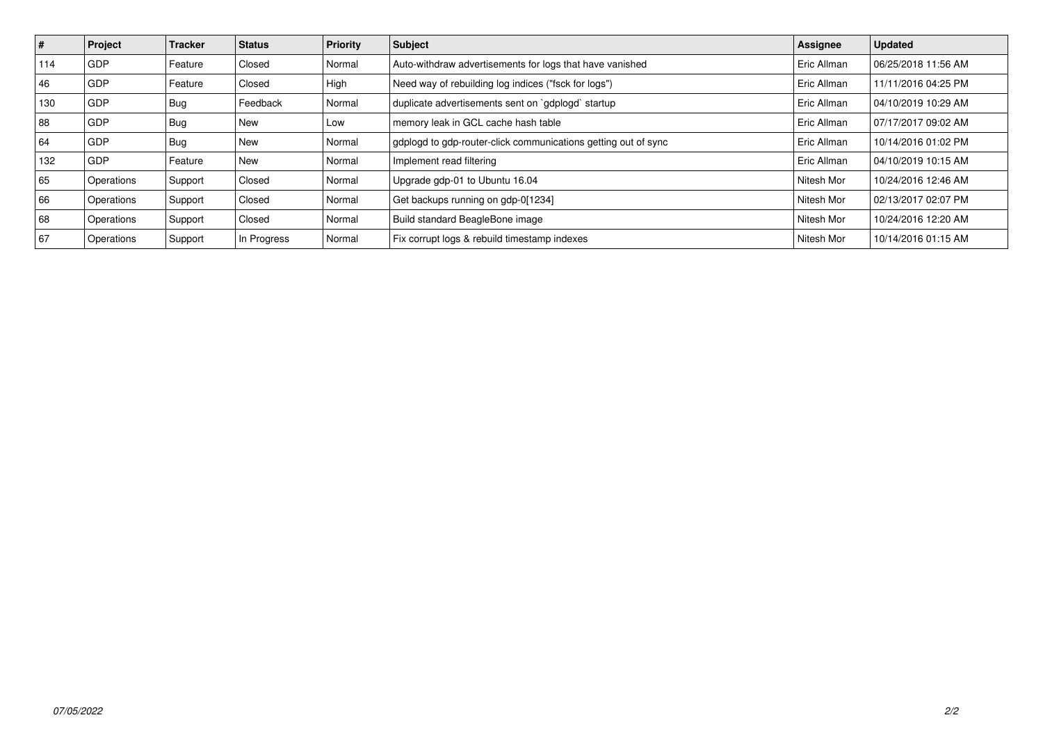| # | Project | Tracker | Status | Priority | Subject | Assignee | Updated |
|---|---|---|---|---|---|---|---|
| 114 | GDP | Feature | Closed | Normal | Auto-withdraw advertisements for logs that have vanished | Eric Allman | 06/25/2018 11:56 AM |
| 46 | GDP | Feature | Closed | High | Need way of rebuilding log indices ("fsck for logs") | Eric Allman | 11/11/2016 04:25 PM |
| 130 | GDP | Bug | Feedback | Normal | duplicate advertisements sent on `gdplogd` startup | Eric Allman | 04/10/2019 10:29 AM |
| 88 | GDP | Bug | New | Low | memory leak in GCL cache hash table | Eric Allman | 07/17/2017 09:02 AM |
| 64 | GDP | Bug | New | Normal | gdplogd to gdp-router-click communications getting out of sync | Eric Allman | 10/14/2016 01:02 PM |
| 132 | GDP | Feature | New | Normal | Implement read filtering | Eric Allman | 04/10/2019 10:15 AM |
| 65 | Operations | Support | Closed | Normal | Upgrade gdp-01 to Ubuntu 16.04 | Nitesh Mor | 10/24/2016 12:46 AM |
| 66 | Operations | Support | Closed | Normal | Get backups running on gdp-0[1234] | Nitesh Mor | 02/13/2017 02:07 PM |
| 68 | Operations | Support | Closed | Normal | Build standard BeagleBone image | Nitesh Mor | 10/24/2016 12:20 AM |
| 67 | Operations | Support | In Progress | Normal | Fix corrupt logs & rebuild timestamp indexes | Nitesh Mor | 10/14/2016 01:15 AM |